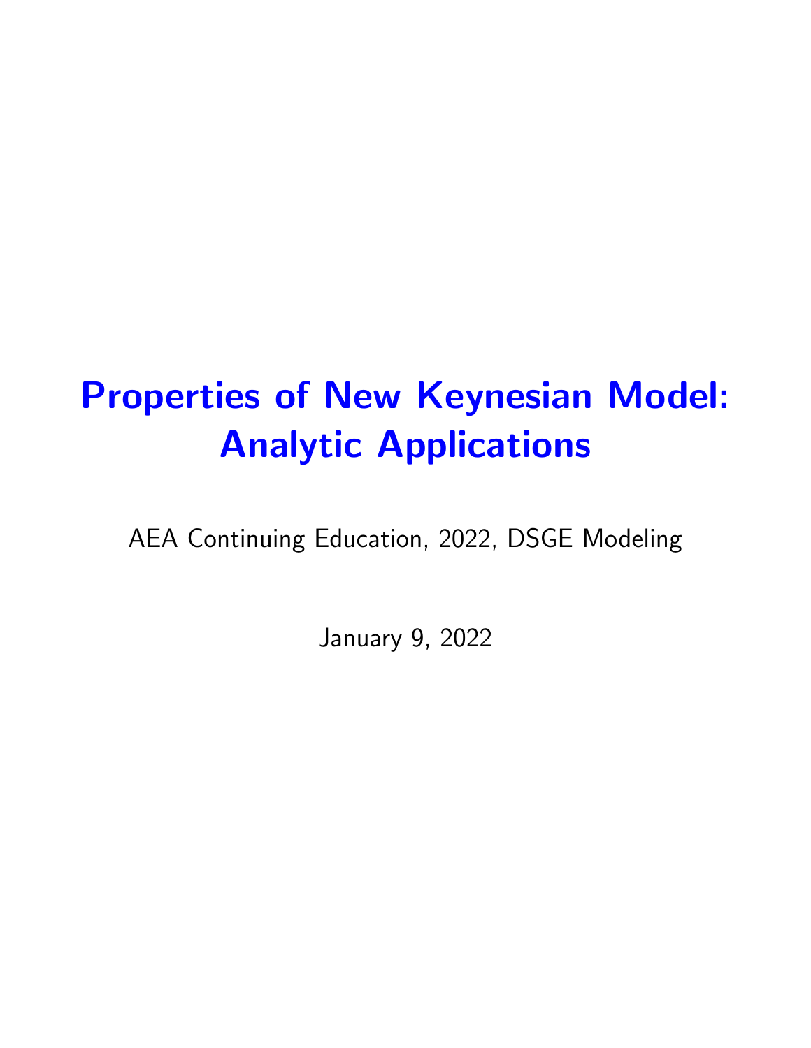# Properties of New Keynesian Model: Analytic Applications

AEA Continuing Education, 2022, DSGE Modeling

January 9, 2022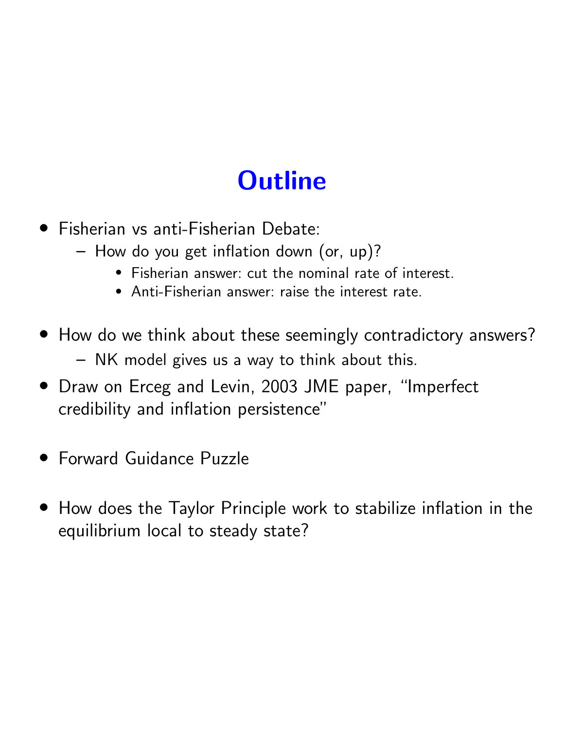# Outline

- Fisherian vs anti-Fisherian Debate:
  - How do you get inflation down (or, up)?
    - Fisherian answer: cut the nominal rate of interest.
    - Anti-Fisherian answer: raise the interest rate.
- How do we think about these seemingly contradictory answers?
  - NK model gives us a way to think about this.
- Draw on Erceg and Levin, 2003 JME paper, "Imperfect credibility and inflation persistence"
- Forward Guidance Puzzle
- How does the Taylor Principle work to stabilize inflation in the equilibrium local to steady state?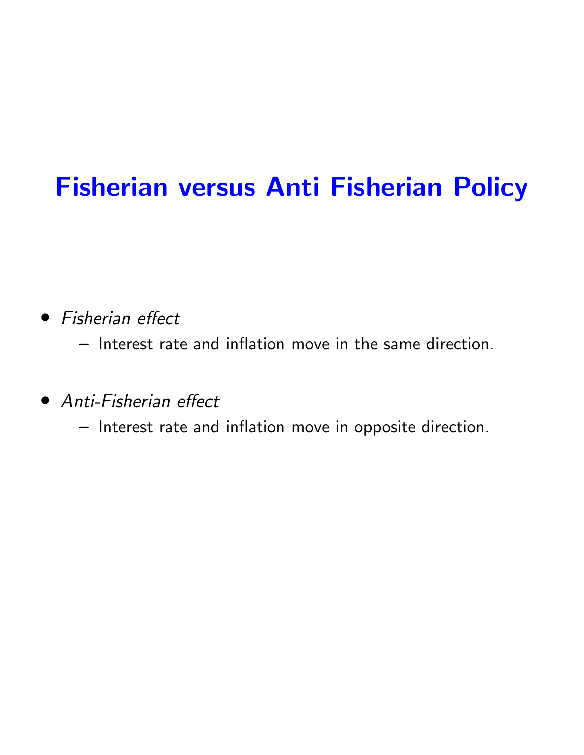# Fisherian versus Anti Fisherian Policy

- *Fisherian effect*
  - Interest rate and inflation move in the same direction.
- *Anti-Fisherian effect*
  - Interest rate and inflation move in opposite direction.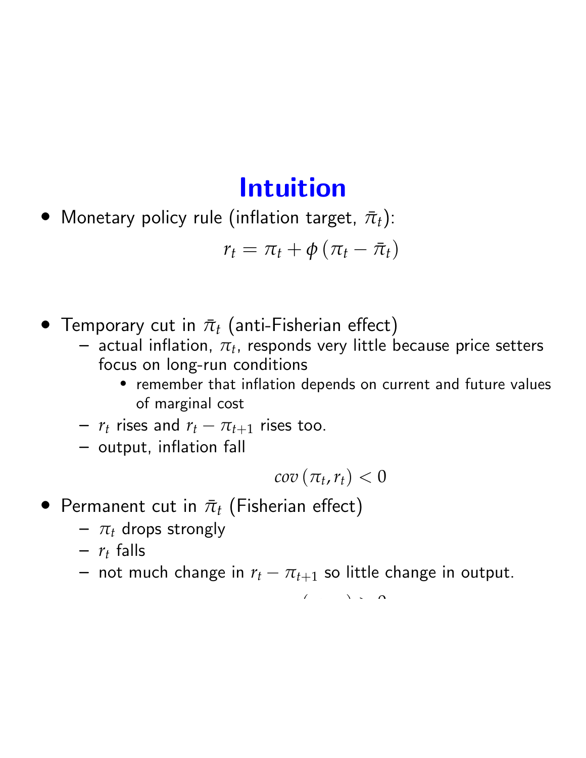# Intuition

- Monetary policy rule (inflation target, $\bar{\pi}_t$):

$$r_t = \pi_t + \phi(\pi_t - \bar{\pi}_t)$$

- Temporary cut in $\bar{\pi}_t$ (anti-Fisherian effect)
  - actual inflation, $\pi_t$, responds very little because price setters focus on long-run conditions
    - remember that inflation depends on current and future values of marginal cost
  - $r_t$ rises and $r_t - \pi_{t+1}$ rises too.
  - output, inflation fall

$$cov(\pi_t, r_t) < 0$$

- Permanent cut in $\bar{\pi}_t$ (Fisherian effect)
  - $\pi_t$ drops strongly
  - $r_t$ falls
  - not much change in $r_t - \pi_{t+1}$ so little change in output.

$$cov(\pi_t, r_t) > 0$$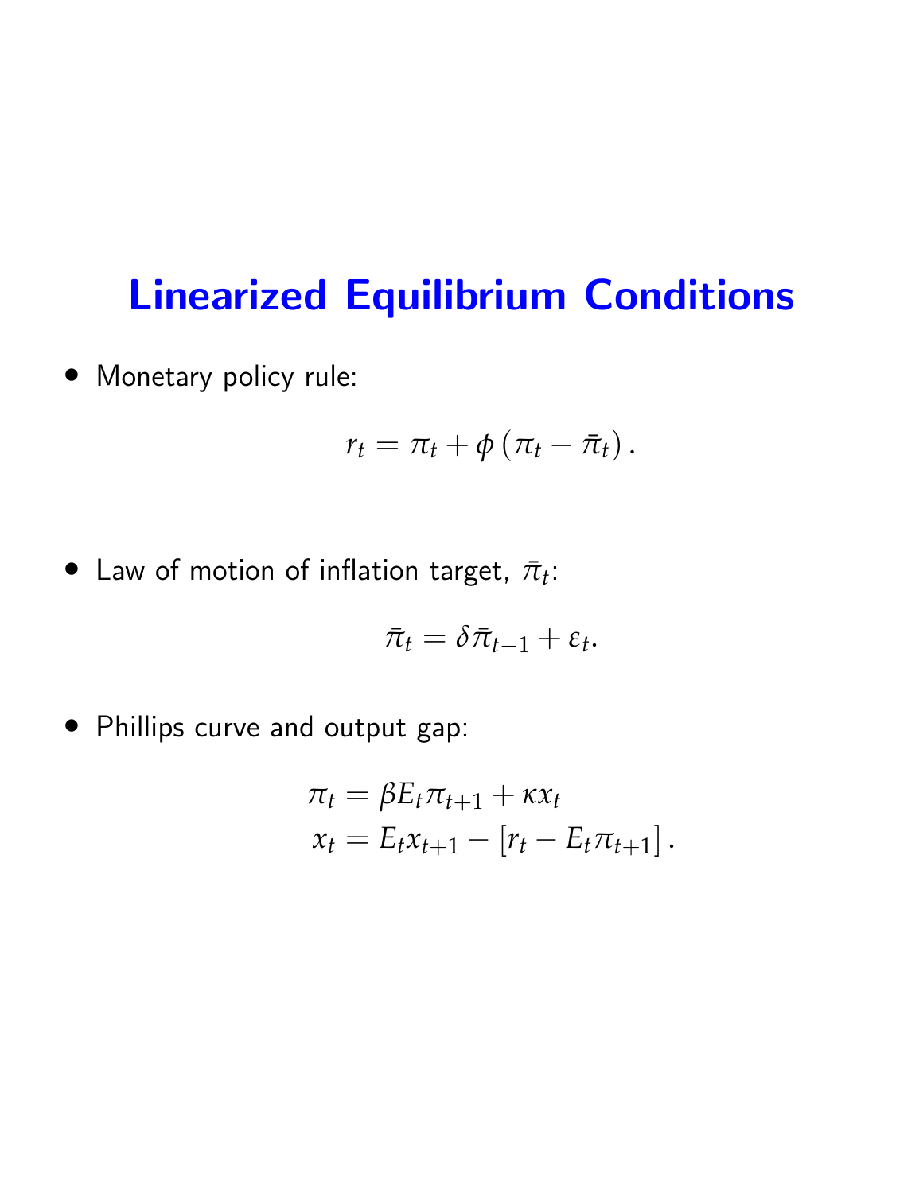# Linearized Equilibrium Conditions

- Monetary policy rule:

$$r_t = \pi_t + \phi \left( \pi_t - \bar{\pi}_t \right).$$

- Law of motion of inflation target, $\bar{\pi}_t$:

$$\bar{\pi}_t = \delta \bar{\pi}_{t-1} + \varepsilon_t.$$

- Phillips curve and output gap:

$$\begin{aligned} \pi_t &= \beta E_t \pi_{t+1} + \kappa x_t \\ x_t &= E_t x_{t+1} - \left[ r_t - E_t \pi_{t+1} \right]. \end{aligned}$$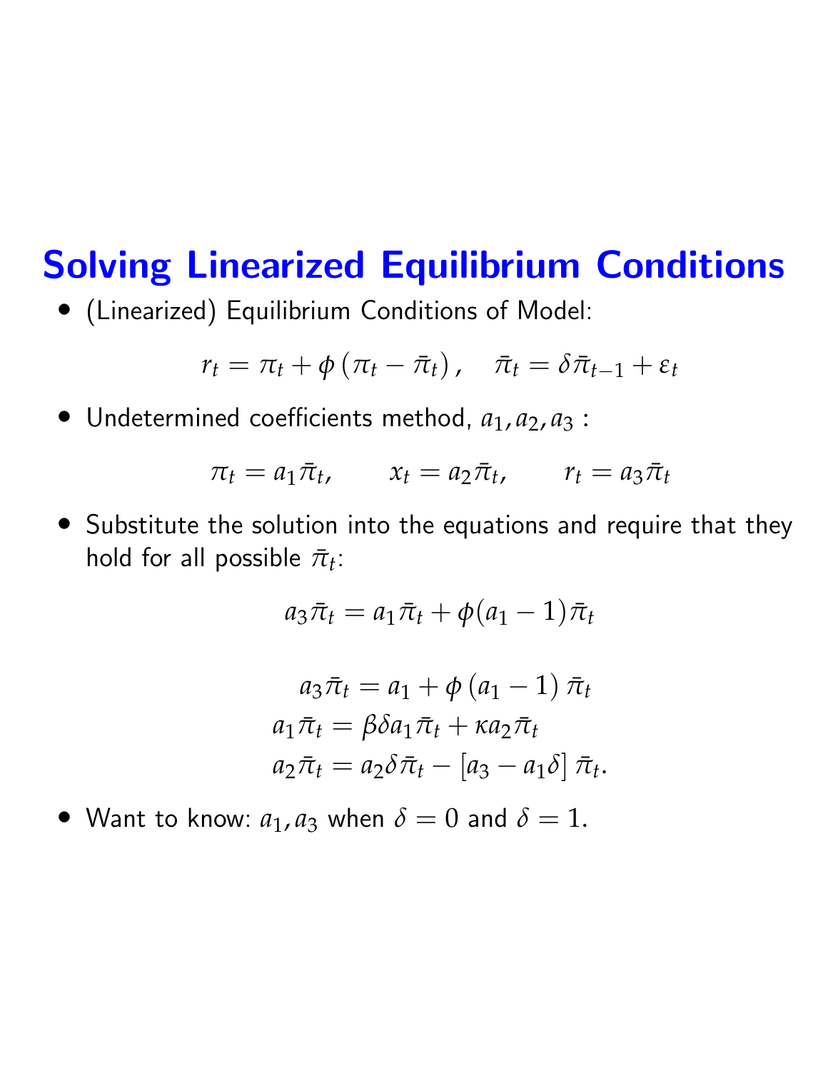# Solving Linearized Equilibrium Conditions

- (Linearized) Equilibrium Conditions of Model:

$$r_t = \pi_t + \phi\left(\pi_t - \bar{\pi}_t\right), \quad \bar{\pi}_t = \delta\bar{\pi}_{t-1} + \varepsilon_t$$

- Undetermined coefficients method, $a_1, a_2, a_3$ :

$$\pi_t = a_1\bar{\pi}_t, \qquad x_t = a_2\bar{\pi}_t, \qquad r_t = a_3\bar{\pi}_t$$

- Substitute the solution into the equations and require that they hold for all possible $\bar{\pi}_t$:

$$a_3\bar{\pi}_t = a_1\bar{\pi}_t + \phi(a_1 - 1)\bar{\pi}_t$$

$$\begin{aligned}
a_3\bar{\pi}_t &= a_1 + \phi\left(a_1 - 1\right)\bar{\pi}_t \\
a_1\bar{\pi}_t &= \beta\delta a_1\bar{\pi}_t + \kappa a_2\bar{\pi}_t \\
a_2\bar{\pi}_t &= a_2\delta\bar{\pi}_t - \left[a_3 - a_1\delta\right]\bar{\pi}_t.
\end{aligned}$$

- Want to know: $a_1, a_3$ when $\delta = 0$ and $\delta = 1$.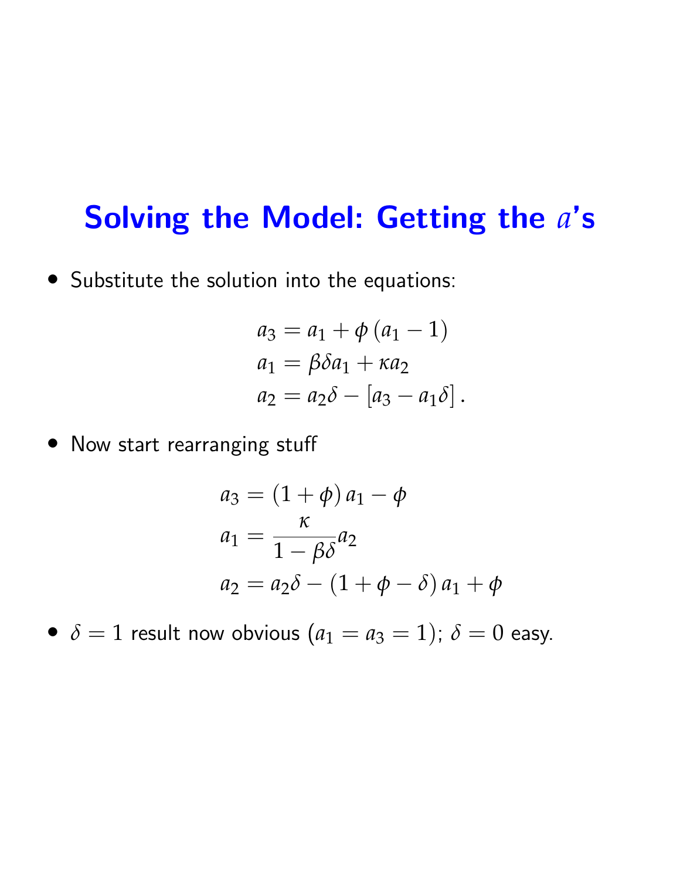# Solving the Model: Getting the $a$'s

- Substitute the solution into the equations:

$$
\begin{aligned}
a_3 &= a_1 + \phi\left(a_1 - 1\right) \\
a_1 &= \beta\delta a_1 + \kappa a_2 \\
a_2 &= a_2\delta - \left[a_3 - a_1\delta\right].
\end{aligned}
$$

- Now start rearranging stuff

$$
\begin{aligned}
a_3 &= \left(1 + \phi\right) a_1 - \phi \\
a_1 &= \frac{\kappa}{1 - \beta\delta} a_2 \\
a_2 &= a_2\delta - \left(1 + \phi - \delta\right) a_1 + \phi
\end{aligned}
$$

- $\delta = 1$ result now obvious ($a_1 = a_3 = 1$); $\delta = 0$ easy.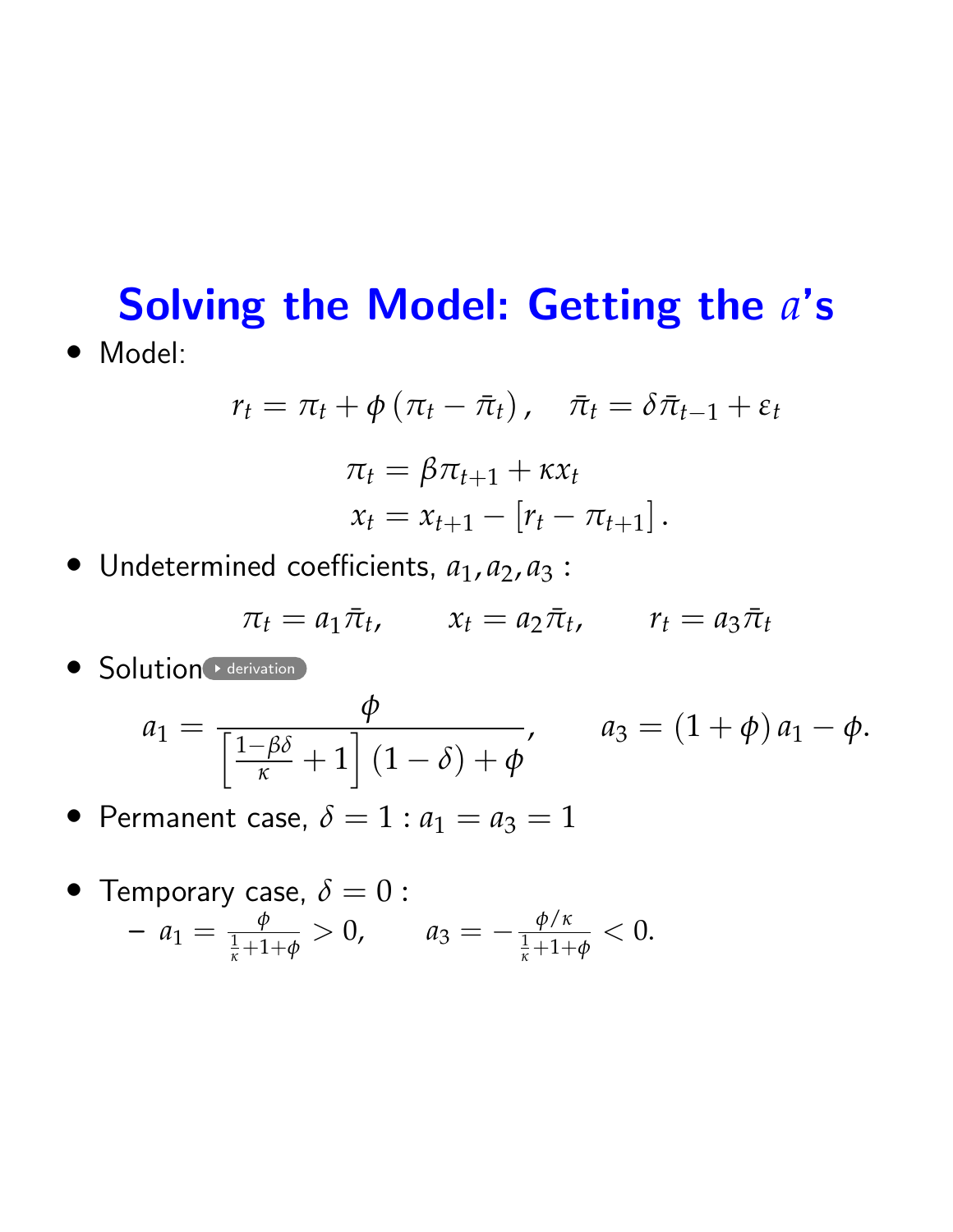# Solving the Model: Getting the $a$'s

- Model:

$$r_t = \pi_t + \phi\left(\pi_t - \bar{\pi}_t\right), \quad \bar{\pi}_t = \delta \bar{\pi}_{t-1} + \varepsilon_t$$

$$\pi_t = \beta \pi_{t+1} + \kappa x_t$$
$$x_t = x_{t+1} - \left[r_t - \pi_{t+1}\right].$$

- Undetermined coefficients, $a_1, a_2, a_3$ :

$$\pi_t = a_1 \bar{\pi}_t, \qquad x_t = a_2 \bar{\pi}_t, \qquad r_t = a_3 \bar{\pi}_t$$

- Solution derivation

$$a_1 = \frac{\phi}{\left[\frac{1-\beta\delta}{\kappa} + 1\right](1-\delta) + \phi}, \qquad a_3 = (1+\phi)\, a_1 - \phi.$$

- Permanent case, $\delta = 1 : a_1 = a_3 = 1$

- Temporary case, $\delta = 0$ :
  - $a_1 = \frac{\phi}{\frac{1}{\kappa}+1+\phi} > 0, \qquad a_3 = -\frac{\phi/\kappa}{\frac{1}{\kappa}+1+\phi} < 0.$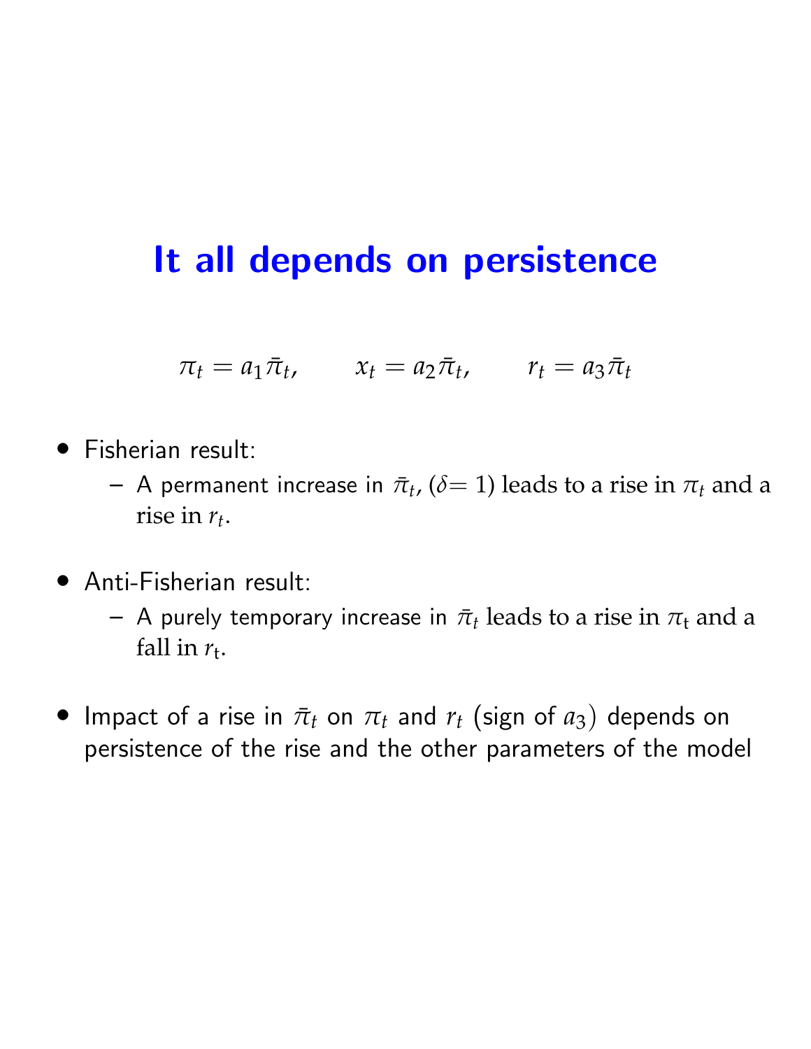# It all depends on persistence

$$\pi_t = a_1 \bar{\pi}_t, \qquad x_t = a_2 \bar{\pi}_t, \qquad r_t = a_3 \bar{\pi}_t$$

- Fisherian result:
  - A permanent increase in $\bar{\pi}_t$, ($\delta = 1$) leads to a rise in $\pi_t$ and a rise in $r_t$.
- Anti-Fisherian result:
  - A purely temporary increase in $\bar{\pi}_t$ leads to a rise in $\pi_t$ and a fall in $r_t$.
- Impact of a rise in $\bar{\pi}_t$ on $\pi_t$ and $r_t$ (sign of $a_3$) depends on persistence of the rise and the other parameters of the model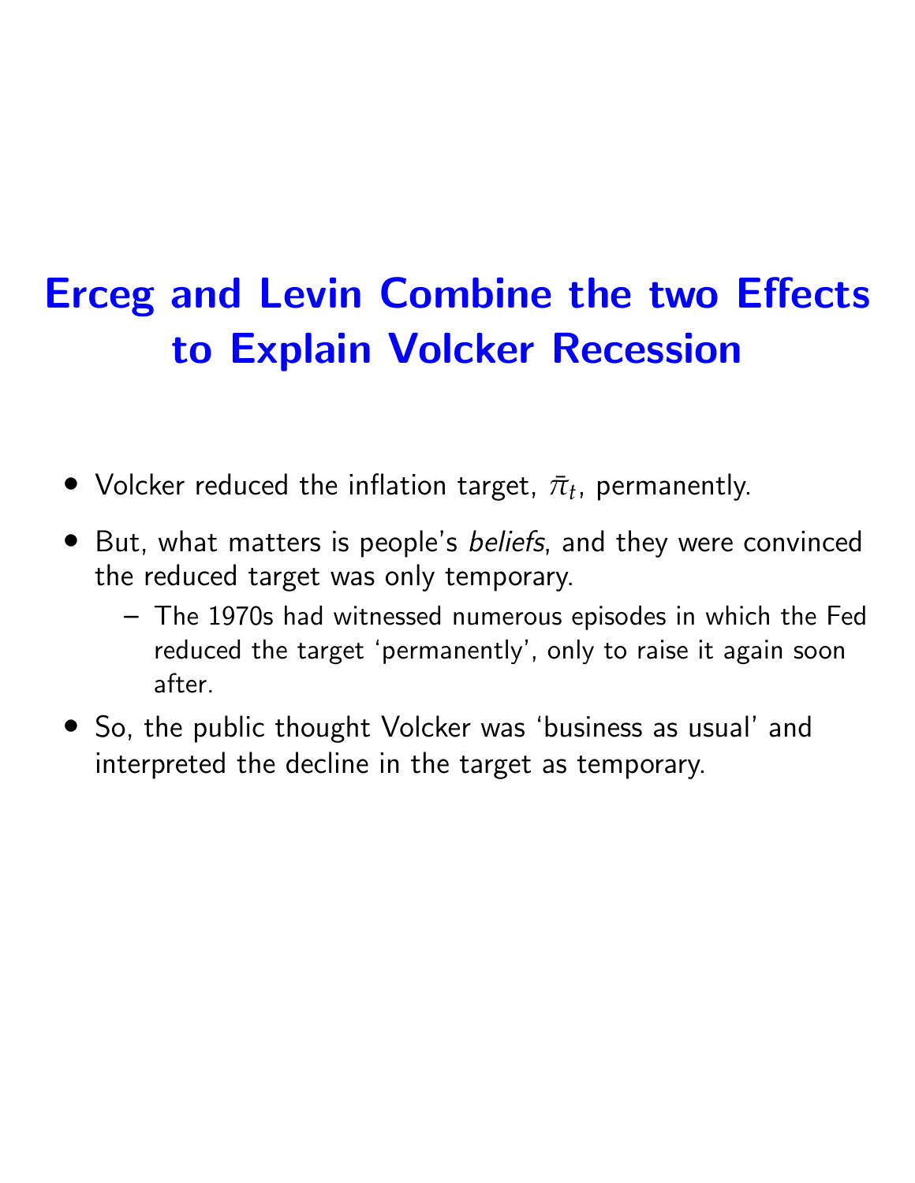# Erceg and Levin Combine the two Effects to Explain Volcker Recession

- Volcker reduced the inflation target, $\bar{\pi}_t$, permanently.
- But, what matters is people's *beliefs*, and they were convinced the reduced target was only temporary.
  - The 1970s had witnessed numerous episodes in which the Fed reduced the target 'permanently', only to raise it again soon after.
- So, the public thought Volcker was 'business as usual' and interpreted the decline in the target as temporary.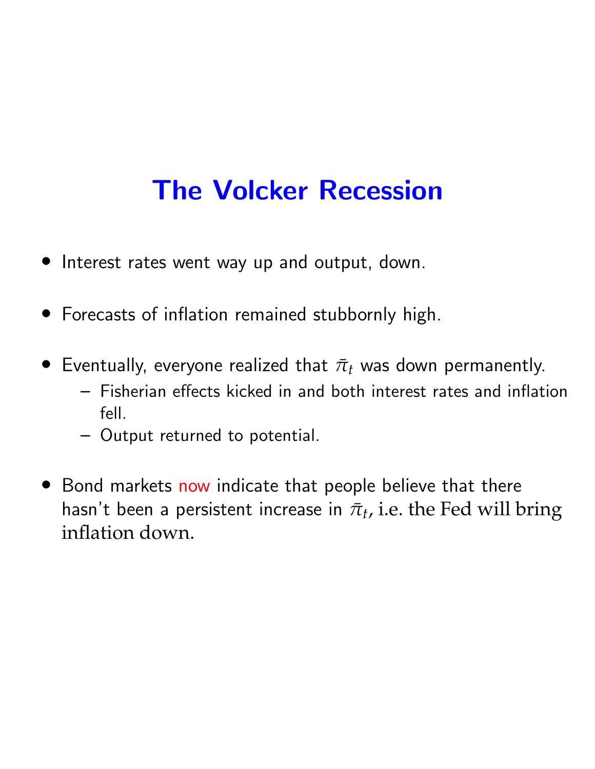# The Volcker Recession

- Interest rates went way up and output, down.
- Forecasts of inflation remained stubbornly high.
- Eventually, everyone realized that $\bar{\pi}_t$ was down permanently.
  - Fisherian effects kicked in and both interest rates and inflation fell.
  - Output returned to potential.
- Bond markets now indicate that people believe that there hasn't been a persistent increase in $\bar{\pi}_t$, i.e. the Fed will bring inflation down.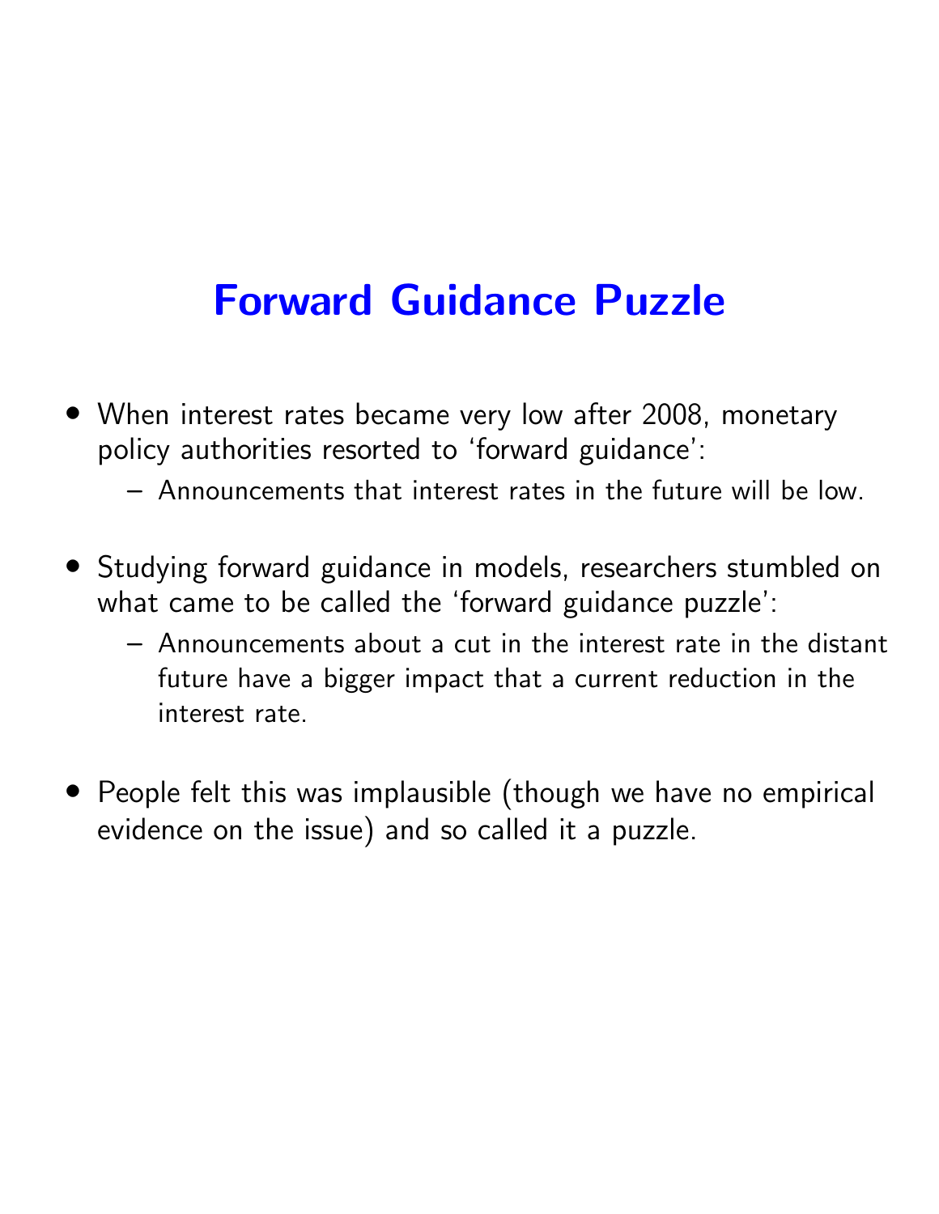# Forward Guidance Puzzle

- When interest rates became very low after 2008, monetary policy authorities resorted to 'forward guidance':
  - Announcements that interest rates in the future will be low.
- Studying forward guidance in models, researchers stumbled on what came to be called the 'forward guidance puzzle':
  - Announcements about a cut in the interest rate in the distant future have a bigger impact that a current reduction in the interest rate.
- People felt this was implausible (though we have no empirical evidence on the issue) and so called it a puzzle.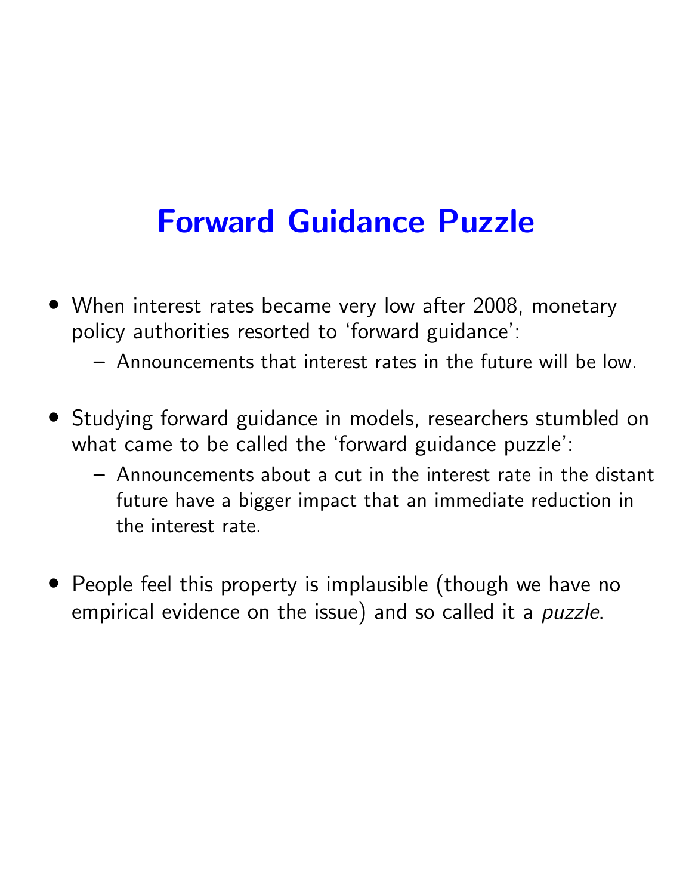# Forward Guidance Puzzle

- When interest rates became very low after 2008, monetary policy authorities resorted to 'forward guidance':
  - Announcements that interest rates in the future will be low.

- Studying forward guidance in models, researchers stumbled on what came to be called the 'forward guidance puzzle':
  - Announcements about a cut in the interest rate in the distant future have a bigger impact that an immediate reduction in the interest rate.

- People feel this property is implausible (though we have no empirical evidence on the issue) and so called it a *puzzle*.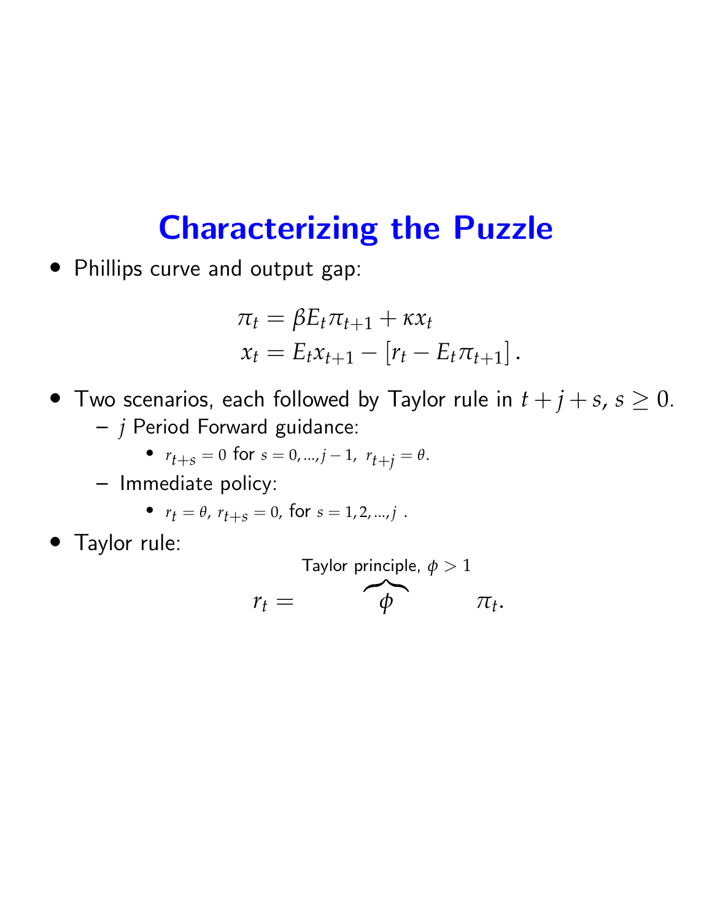# Characterizing the Puzzle

- Phillips curve and output gap:

$$\pi_t = \beta E_t \pi_{t+1} + \kappa x_t$$
$$x_t = E_t x_{t+1} - [r_t - E_t \pi_{t+1}].$$

- Two scenarios, each followed by Taylor rule in $t+j+s$, $s \geq 0$.
  - $j$ Period Forward guidance:
    - $r_{t+s} = 0$ for $s = 0, ..., j-1$, $r_{t+j} = \theta$.
  - Immediate policy:
    - $r_t = \theta$, $r_{t+s} = 0$, for $s = 1, 2, ..., j$ .
- Taylor rule:

$$r_t = \overbrace{\phi}^{\text{Taylor principle, } \phi > 1} \pi_t.$$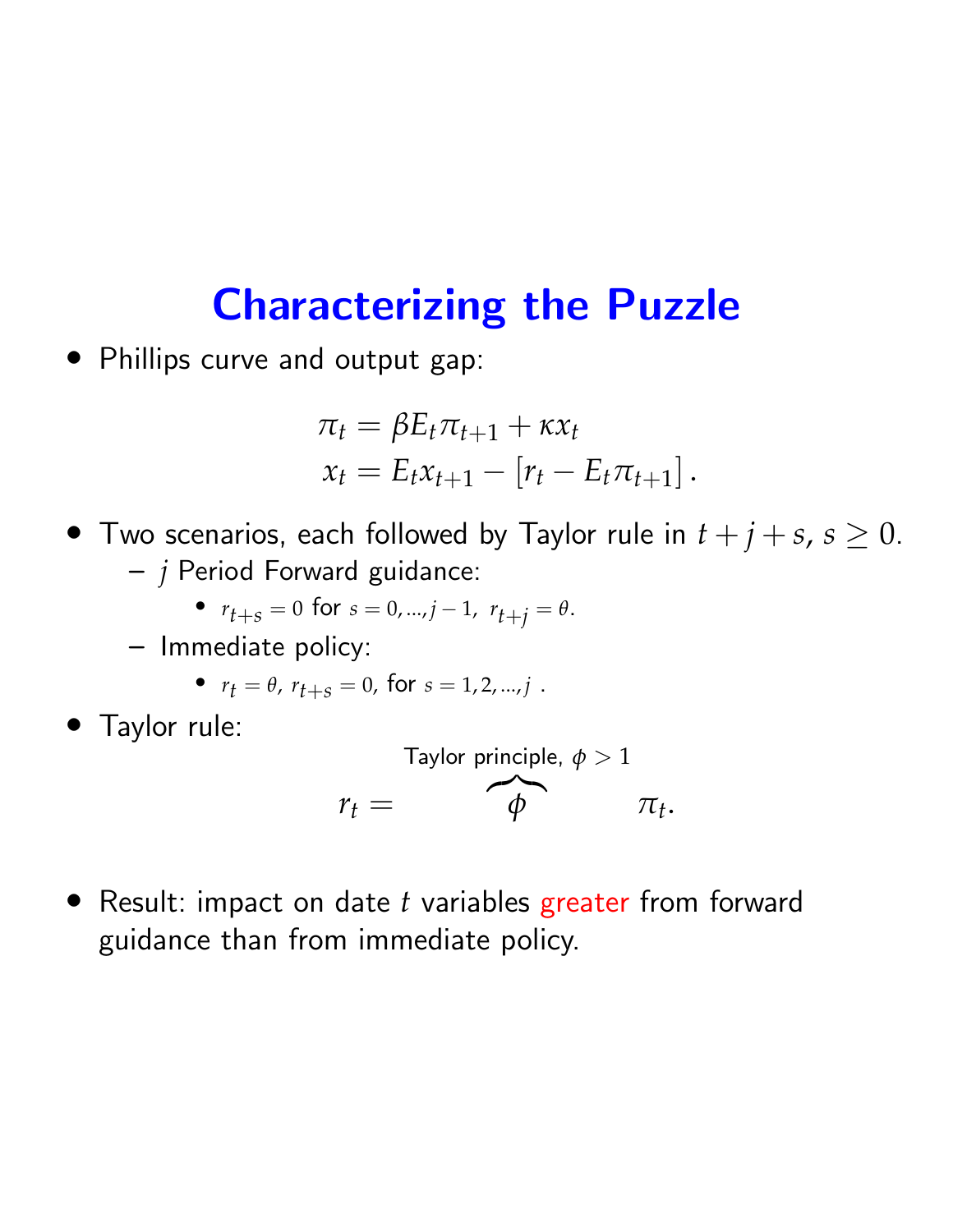# Characterizing the Puzzle

- Phillips curve and output gap:

$$\pi_t = \beta E_t \pi_{t+1} + \kappa x_t$$
$$x_t = E_t x_{t+1} - [r_t - E_t \pi_{t+1}] .$$

- Two scenarios, each followed by Taylor rule in $t + j + s$, $s \geq 0$.
  - $j$ Period Forward guidance:
    - $r_{t+s} = 0$ for $s = 0, ..., j - 1$, $r_{t+j} = \theta$.
  - Immediate policy:
    - $r_t = \theta$, $r_{t+s} = 0$, for $s = 1, 2, ..., j$ .
- Taylor rule:

$$r_t = \overbrace{\phi}^{\text{Taylor principle, } \phi > 1} \pi_t.$$

- Result: impact on date $t$ variables greater from forward guidance than from immediate policy.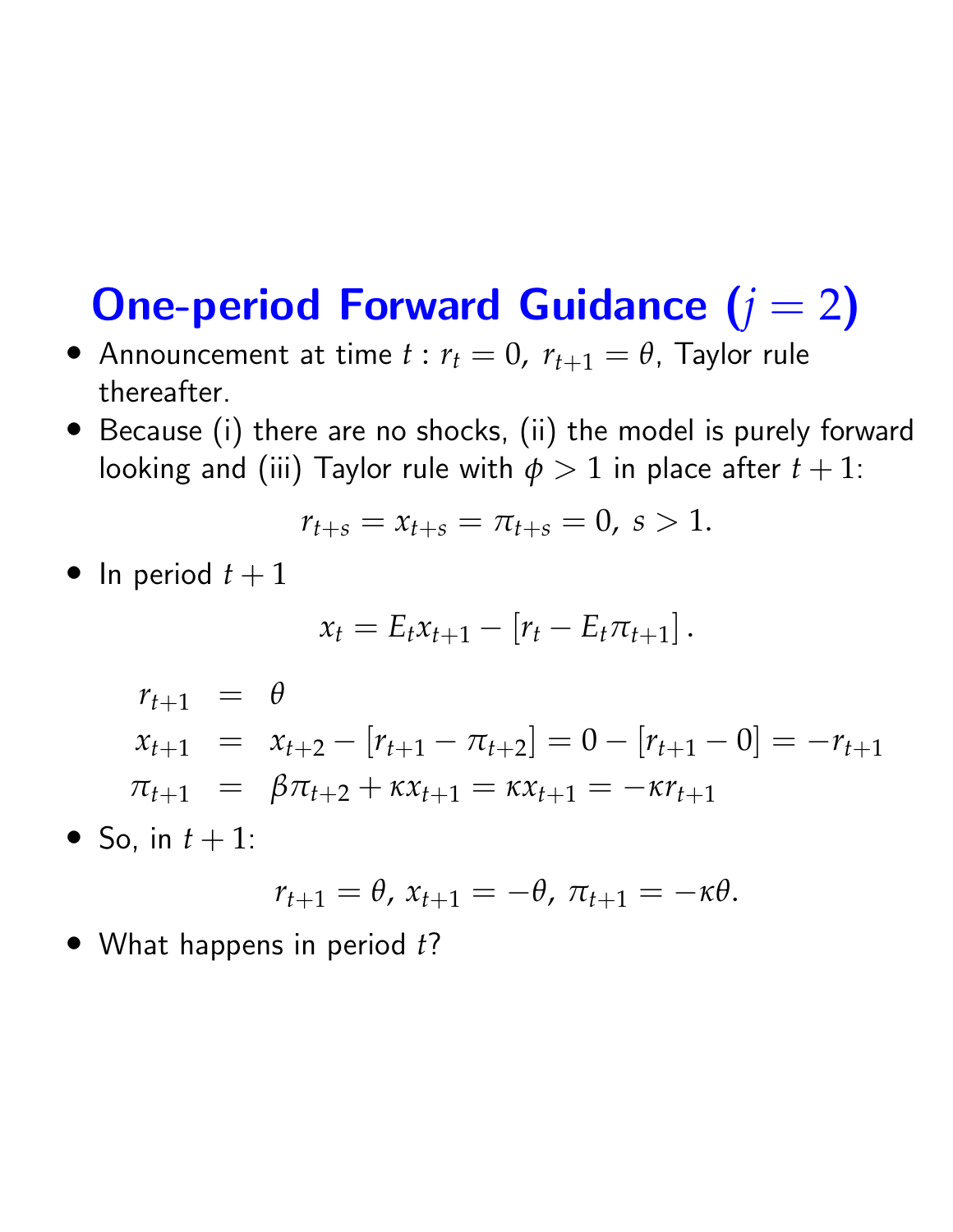# One-period Forward Guidance ($j = 2$)

- Announcement at time $t$ : $r_t = 0$, $r_{t+1} = \theta$, Taylor rule thereafter.
- Because (i) there are no shocks, (ii) the model is purely forward looking and (iii) Taylor rule with $\phi > 1$ in place after $t + 1$:

$$r_{t+s} = x_{t+s} = \pi_{t+s} = 0,\ s > 1.$$

- In period $t + 1$

$$x_t = E_t x_{t+1} - \left[ r_t - E_t \pi_{t+1} \right].$$

$$\begin{aligned} r_{t+1} &= \theta \\ x_{t+1} &= x_{t+2} - [r_{t+1} - \pi_{t+2}] = 0 - [r_{t+1} - 0] = -r_{t+1} \\ \pi_{t+1} &= \beta \pi_{t+2} + \kappa x_{t+1} = \kappa x_{t+1} = -\kappa r_{t+1} \end{aligned}$$

- So, in $t + 1$:

$$r_{t+1} = \theta,\ x_{t+1} = -\theta,\ \pi_{t+1} = -\kappa \theta.$$

- What happens in period $t$?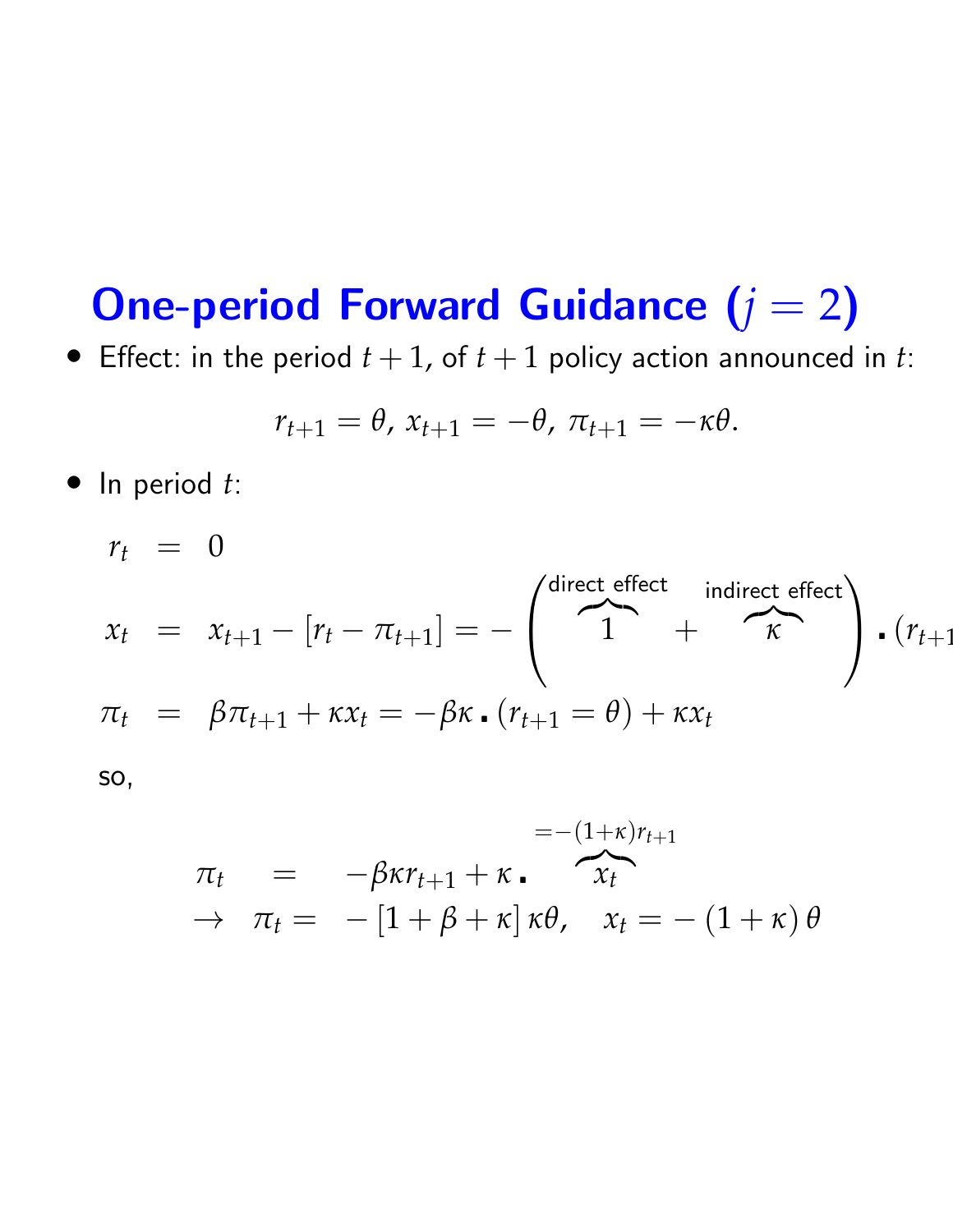# One-period Forward Guidance ($j = 2$)

- Effect: in the period $t+1$, of $t+1$ policy action announced in $t$:

$$r_{t+1} = \theta,\ x_{t+1} = -\theta,\ \pi_{t+1} = -\kappa\theta.$$

- In period $t$:

$$
\begin{aligned}
r_t &= 0 \\
x_t &= x_{t+1} - [r_t - \pi_{t+1}] = -\left( \overbrace{1}^{\text{direct effect}} + \overbrace{\kappa}^{\text{indirect effect}} \right) \cdot (r_{t+1} \\
\pi_t &= \beta\pi_{t+1} + \kappa x_t = -\beta\kappa \cdot (r_{t+1} = \theta) + \kappa x_t
\end{aligned}
$$

so,

$$
\begin{aligned}
\pi_t &= -\beta\kappa r_{t+1} + \kappa \cdot \overbrace{x_t}^{=-(1+\kappa)r_{t+1}} \\
\rightarrow\ \pi_t &= -[1 + \beta + \kappa]\,\kappa\theta, \quad x_t = -(1+\kappa)\,\theta
\end{aligned}
$$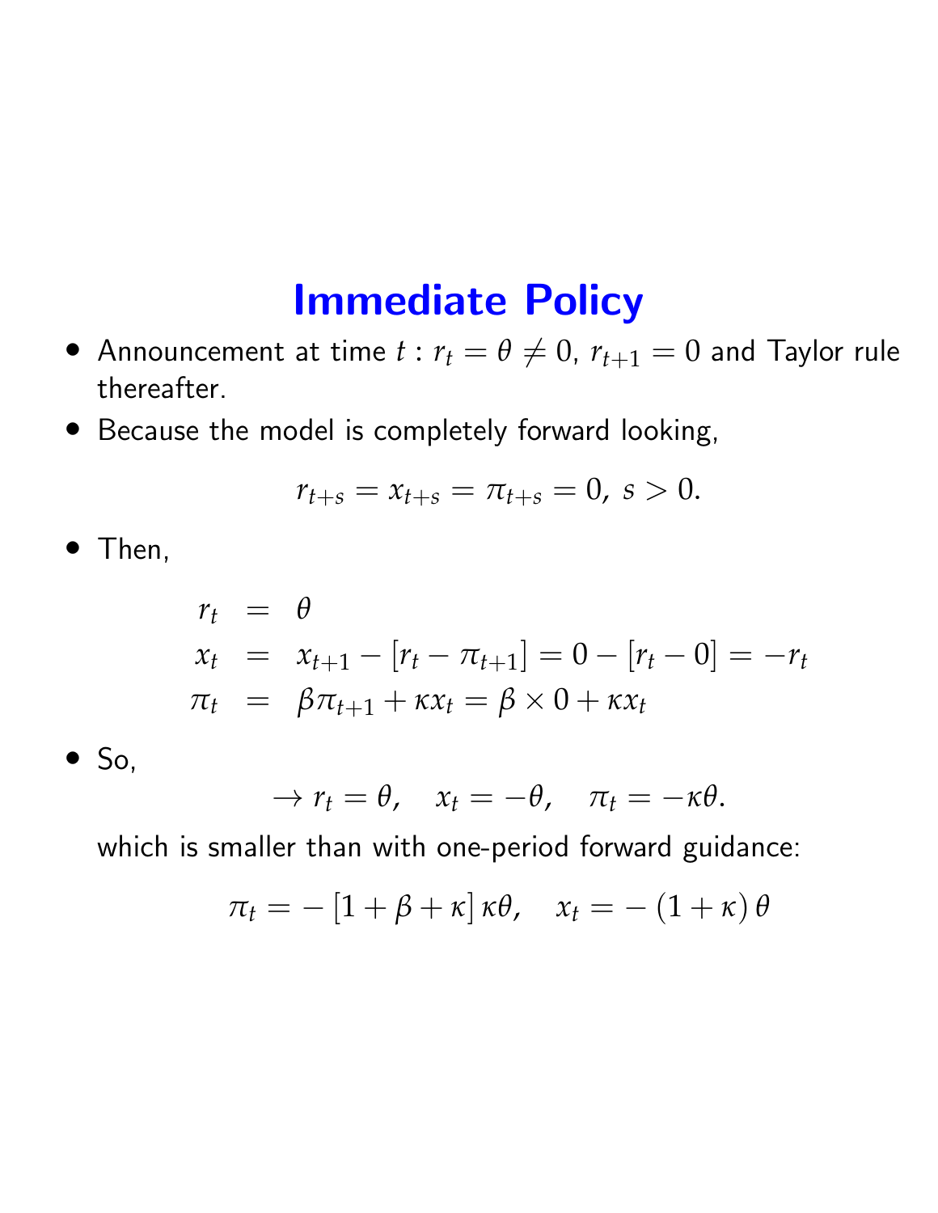# Immediate Policy

- Announcement at time $t$ : $r_t = \theta \neq 0$, $r_{t+1} = 0$ and Taylor rule thereafter.
- Because the model is completely forward looking,

$$r_{t+s} = x_{t+s} = \pi_{t+s} = 0, \; s > 0.$$

- Then,

$$\begin{aligned}
r_t &= \theta \\
x_t &= x_{t+1} - [r_t - \pi_{t+1}] = 0 - [r_t - 0] = -r_t \\
\pi_t &= \beta \pi_{t+1} + \kappa x_t = \beta \times 0 + \kappa x_t
\end{aligned}$$

- So,

$$\rightarrow r_t = \theta, \quad x_t = -\theta, \quad \pi_t = -\kappa\theta.$$

  which is smaller than with one-period forward guidance:

$$\pi_t = -[1 + \beta + \kappa] \kappa\theta, \quad x_t = -(1 + \kappa)\theta$$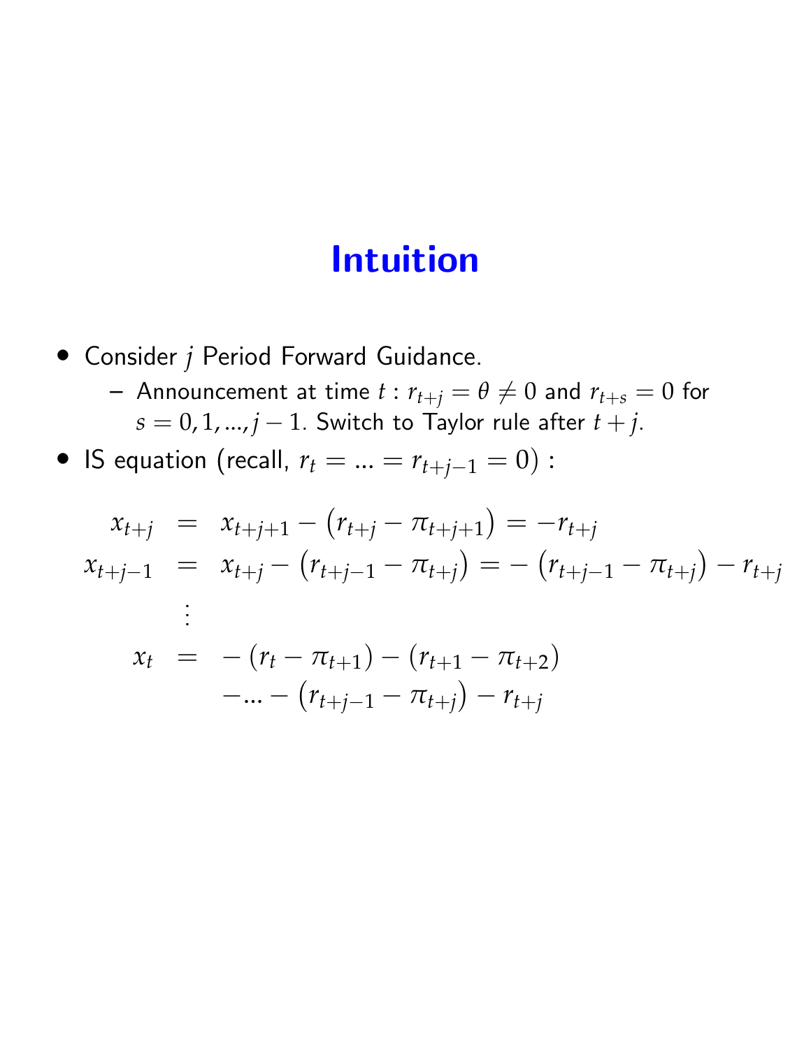# Intuition

- Consider $j$ Period Forward Guidance.
  - Announcement at time $t$ : $r_{t+j} = \theta \neq 0$ and $r_{t+s} = 0$ for $s = 0, 1, ..., j-1$. Switch to Taylor rule after $t+j$.
- IS equation (recall, $r_t = ... = r_{t+j-1} = 0$) :

$$
\begin{aligned}
x_{t+j} &= x_{t+j+1} - \left(r_{t+j} - \pi_{t+j+1}\right) = -r_{t+j} \\
x_{t+j-1} &= x_{t+j} - \left(r_{t+j-1} - \pi_{t+j}\right) = -\left(r_{t+j-1} - \pi_{t+j}\right) - r_{t+j} \\
&\vdots \\
x_t &= -\left(r_t - \pi_{t+1}\right) - \left(r_{t+1} - \pi_{t+2}\right) \\
&\quad - ... - \left(r_{t+j-1} - \pi_{t+j}\right) - r_{t+j}
\end{aligned}
$$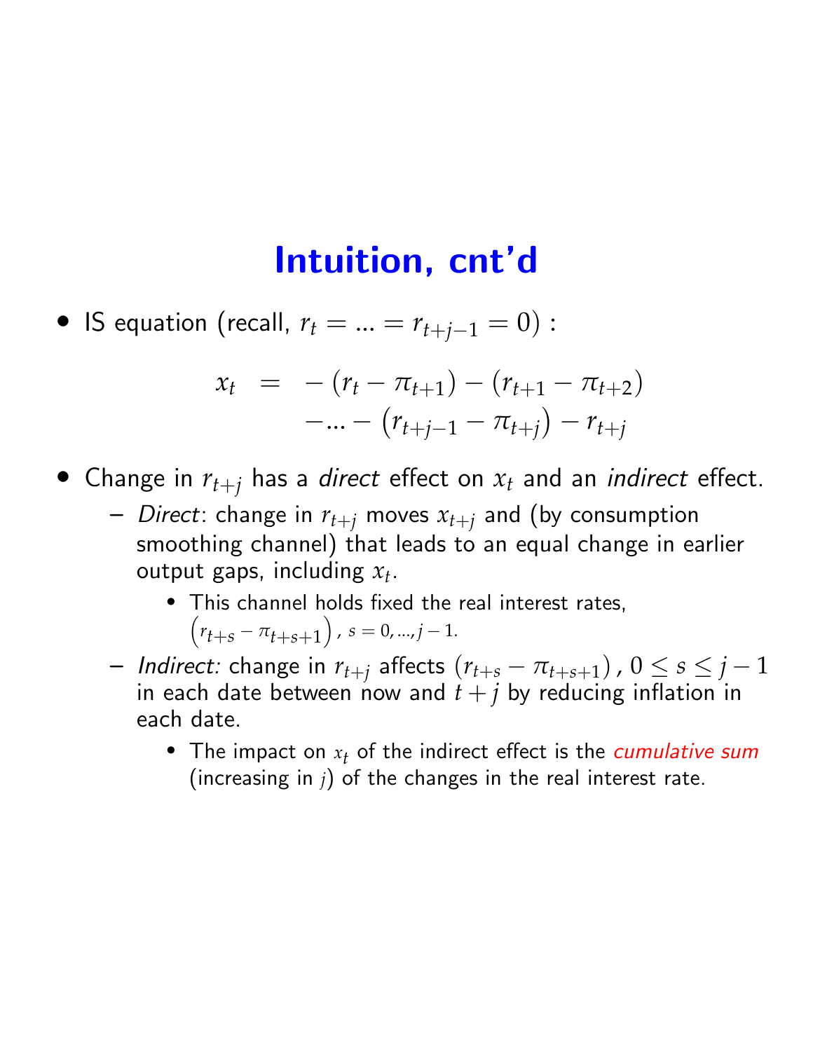# Intuition, cnt'd

- IS equation (recall, $r_t = ... = r_{t+j-1} = 0$) :

$$
\begin{aligned}
x_t &= -\left(r_t - \pi_{t+1}\right) - \left(r_{t+1} - \pi_{t+2}\right) \\
&\quad - ... - \left(r_{t+j-1} - \pi_{t+j}\right) - r_{t+j}
\end{aligned}
$$

- Change in $r_{t+j}$ has a *direct* effect on $x_t$ and an *indirect* effect.
  - *Direct*: change in $r_{t+j}$ moves $x_{t+j}$ and (by consumption smoothing channel) that leads to an equal change in earlier output gaps, including $x_t$.
    - This channel holds fixed the real interest rates, $\left(r_{t+s} - \pi_{t+s+1}\right)$, $s = 0, ..., j-1$.
  - *Indirect:* change in $r_{t+j}$ affects $\left(r_{t+s} - \pi_{t+s+1}\right)$, $0 \leq s \leq j-1$ in each date between now and $t+j$ by reducing inflation in each date.
    - The impact on $x_t$ of the indirect effect is the *cumulative sum* (increasing in $j$) of the changes in the real interest rate.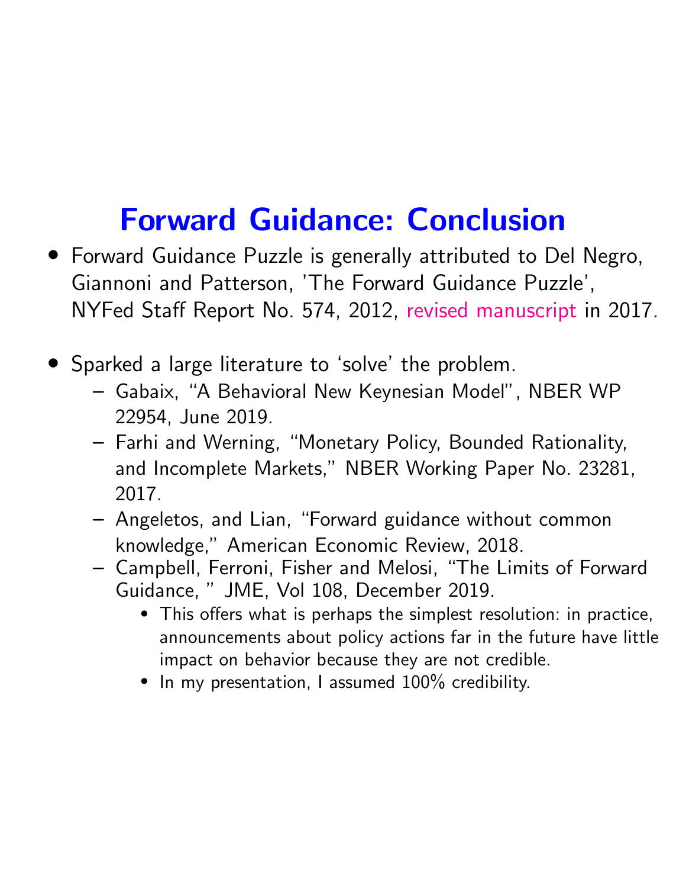# Forward Guidance: Conclusion

- Forward Guidance Puzzle is generally attributed to Del Negro, Giannoni and Patterson, 'The Forward Guidance Puzzle', NYFed Staff Report No. 574, 2012, revised manuscript in 2017.

- Sparked a large literature to 'solve' the problem.
  - Gabaix, "A Behavioral New Keynesian Model", NBER WP 22954, June 2019.
  - Farhi and Werning, "Monetary Policy, Bounded Rationality, and Incomplete Markets," NBER Working Paper No. 23281, 2017.
  - Angeletos, and Lian, "Forward guidance without common knowledge," American Economic Review, 2018.
  - Campbell, Ferroni, Fisher and Melosi, "The Limits of Forward Guidance, " JME, Vol 108, December 2019.
    - This offers what is perhaps the simplest resolution: in practice, announcements about policy actions far in the future have little impact on behavior because they are not credible.
    - In my presentation, I assumed 100% credibility.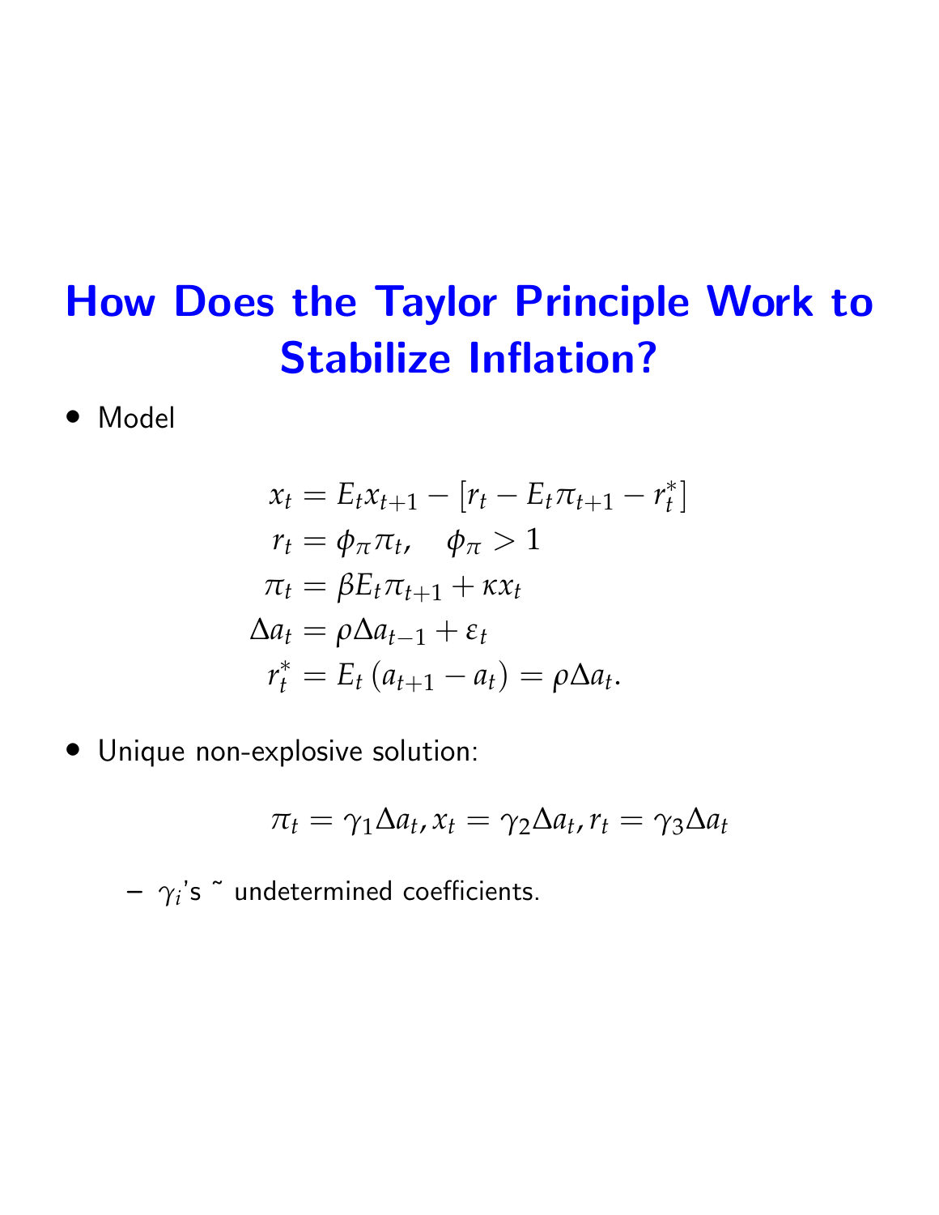# How Does the Taylor Principle Work to Stabilize Inflation?

- Model

$$
\begin{aligned}
x_t &= E_t x_{t+1} - [r_t - E_t \pi_{t+1} - r_t^*] \\
r_t &= \phi_\pi \pi_t, \quad \phi_\pi > 1 \\
\pi_t &= \beta E_t \pi_{t+1} + \kappa x_t \\
\Delta a_t &= \rho \Delta a_{t-1} + \varepsilon_t \\
r_t^* &= E_t \left( a_{t+1} - a_t \right) = \rho \Delta a_t.
\end{aligned}
$$

- Unique non-explosive solution:

$$
\pi_t = \gamma_1 \Delta a_t, x_t = \gamma_2 \Delta a_t, r_t = \gamma_3 \Delta a_t
$$

  – $\gamma_i$'s ˜ undetermined coefficients.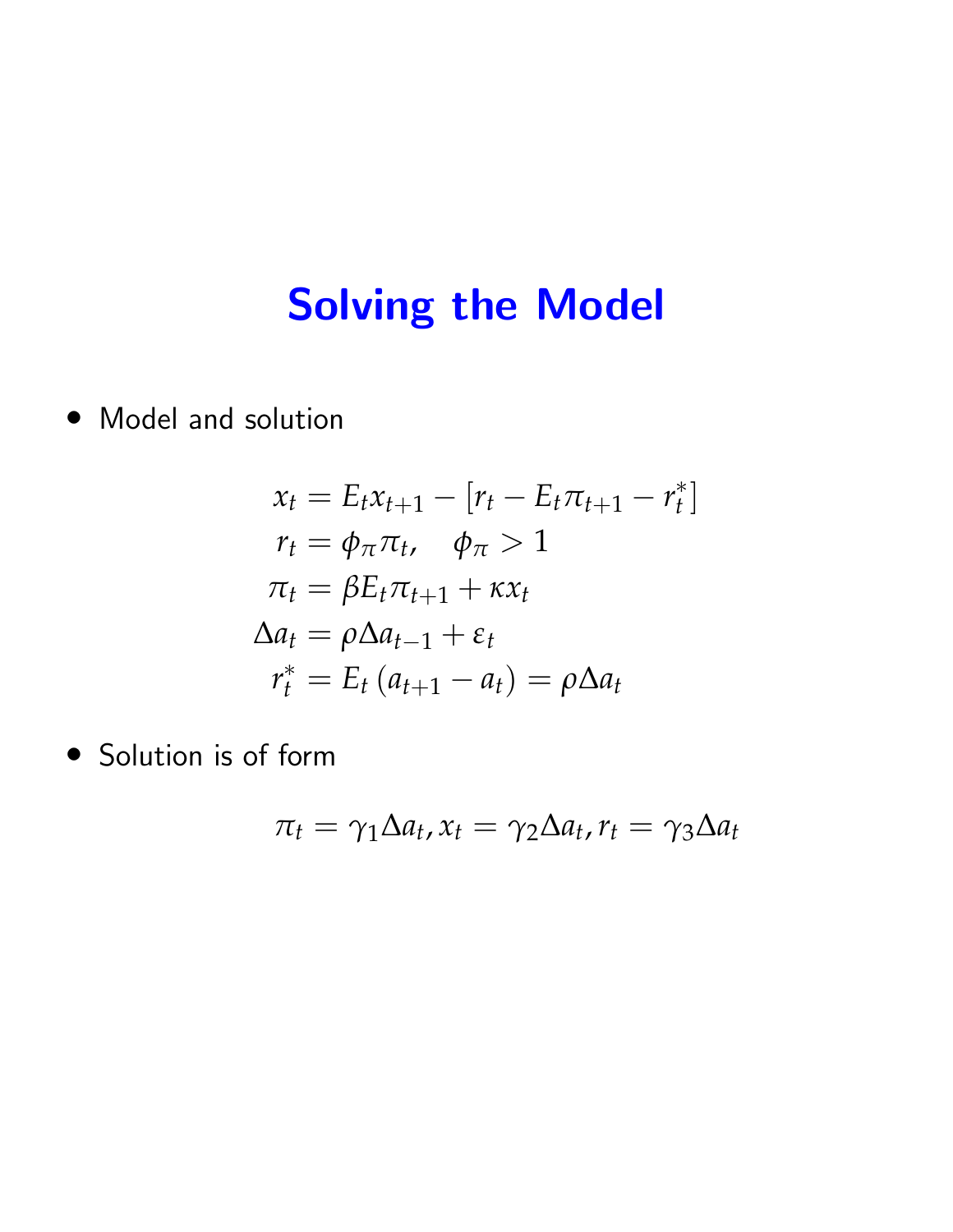# Solving the Model

- Model and solution

$$
\begin{aligned}
x_t &= E_t x_{t+1} - \left[r_t - E_t \pi_{t+1} - r_t^*\right] \\
r_t &= \phi_\pi \pi_t, \quad \phi_\pi > 1 \\
\pi_t &= \beta E_t \pi_{t+1} + \kappa x_t \\
\Delta a_t &= \rho \Delta a_{t-1} + \varepsilon_t \\
r_t^* &= E_t \left(a_{t+1} - a_t\right) = \rho \Delta a_t
\end{aligned}
$$

- Solution is of form

$$
\pi_t = \gamma_1 \Delta a_t, x_t = \gamma_2 \Delta a_t, r_t = \gamma_3 \Delta a_t
$$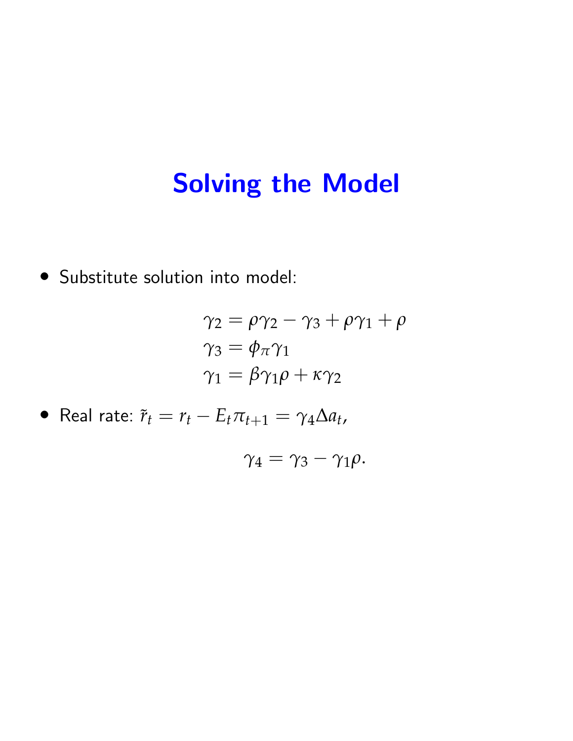# Solving the Model

- Substitute solution into model:

$$
\begin{aligned}
\gamma_2 &= \rho\gamma_2 - \gamma_3 + \rho\gamma_1 + \rho \\
\gamma_3 &= \phi_\pi \gamma_1 \\
\gamma_1 &= \beta\gamma_1\rho + \kappa\gamma_2
\end{aligned}
$$

- Real rate: $\tilde{r}_t = r_t - E_t \pi_{t+1} = \gamma_4 \Delta a_t$,

$$
\gamma_4 = \gamma_3 - \gamma_1 \rho.
$$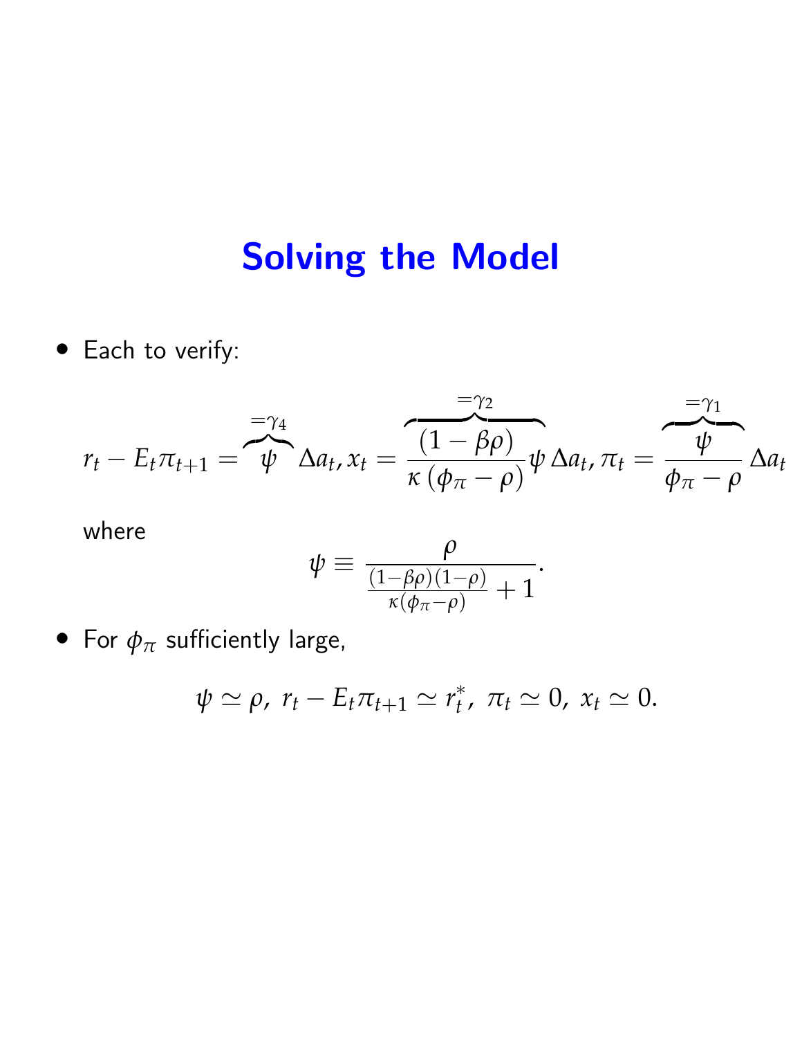# Solving the Model

- Each to verify:

$$r_t - E_t \pi_{t+1} = \overbrace{\psi}^{=\gamma_4} \Delta a_t, x_t = \overbrace{\frac{(1-\beta\rho)}{\kappa(\phi_\pi - \rho)}\psi}^{=\gamma_2} \Delta a_t, \pi_t = \overbrace{\frac{\psi}{\phi_\pi - \rho}}^{=\gamma_1} \Delta a_t$$

  where

$$\psi \equiv \frac{\rho}{\frac{(1-\beta\rho)(1-\rho)}{\kappa(\phi_\pi - \rho)} + 1}.$$

- For $\phi_\pi$ sufficiently large,

$$\psi \simeq \rho, \; r_t - E_t \pi_{t+1} \simeq r_t^*, \; \pi_t \simeq 0, \; x_t \simeq 0.$$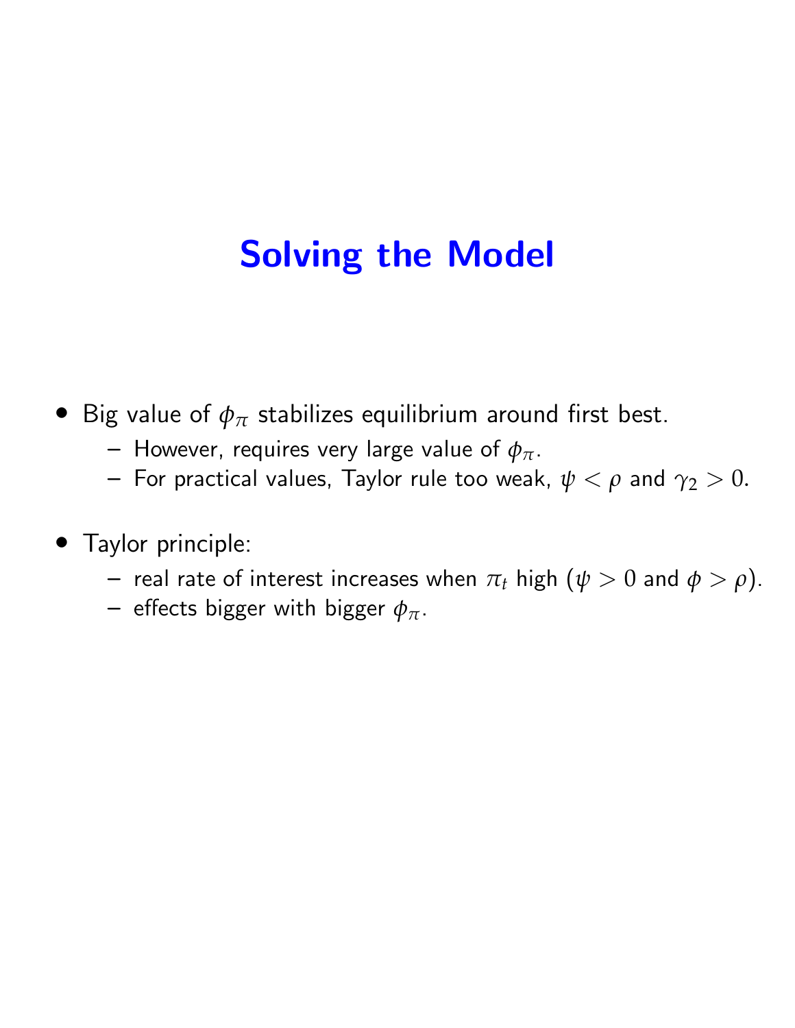# Solving the Model

- Big value of $\phi_{\pi}$ stabilizes equilibrium around first best.
  - However, requires very large value of $\phi_{\pi}$.
  - For practical values, Taylor rule too weak, $\psi < \rho$ and $\gamma_2 > 0$.

- Taylor principle:
  - real rate of interest increases when $\pi_t$ high ($\psi > 0$ and $\phi > \rho$).
  - effects bigger with bigger $\phi_{\pi}$.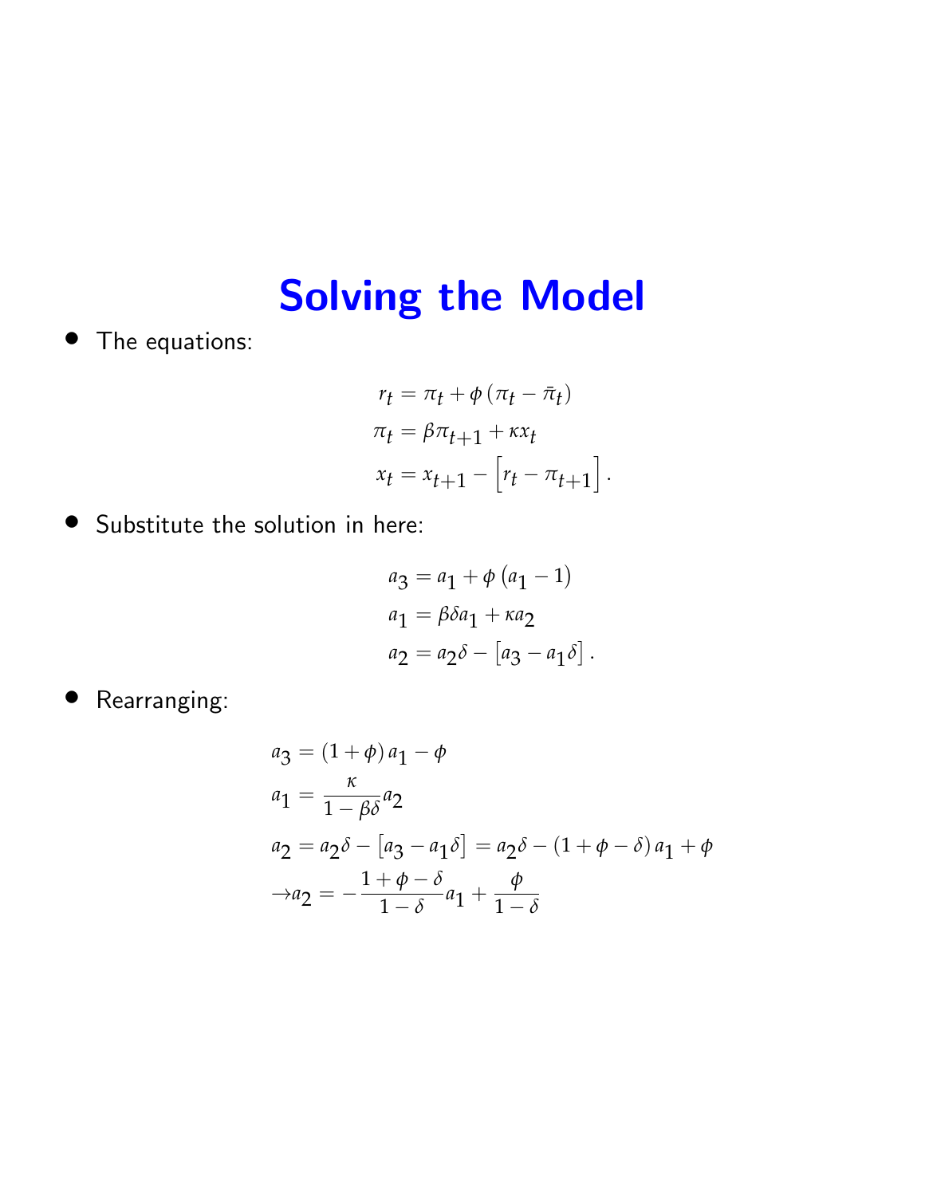# Solving the Model

- The equations:

$$
\begin{aligned}
r_t &= \pi_t + \phi\left(\pi_t - \bar{\pi}_t\right) \\
\pi_t &= \beta \pi_{t+1} + \kappa x_t \\
x_t &= x_{t+1} - \left[r_t - \pi_{t+1}\right].
\end{aligned}
$$

- Substitute the solution in here:

$$
\begin{aligned}
a_3 &= a_1 + \phi\left(a_1 - 1\right) \\
a_1 &= \beta \delta a_1 + \kappa a_2 \\
a_2 &= a_2 \delta - \left[a_3 - a_1 \delta\right].
\end{aligned}
$$

- Rearranging:

$$
\begin{aligned}
a_3 &= (1+\phi)\, a_1 - \phi \\
a_1 &= \frac{\kappa}{1-\beta\delta} a_2 \\
a_2 &= a_2 \delta - \left[a_3 - a_1 \delta\right] = a_2 \delta - (1+\phi-\delta)\, a_1 + \phi \\
\rightarrow a_2 &= -\frac{1+\phi-\delta}{1-\delta} a_1 + \frac{\phi}{1-\delta}
\end{aligned}
$$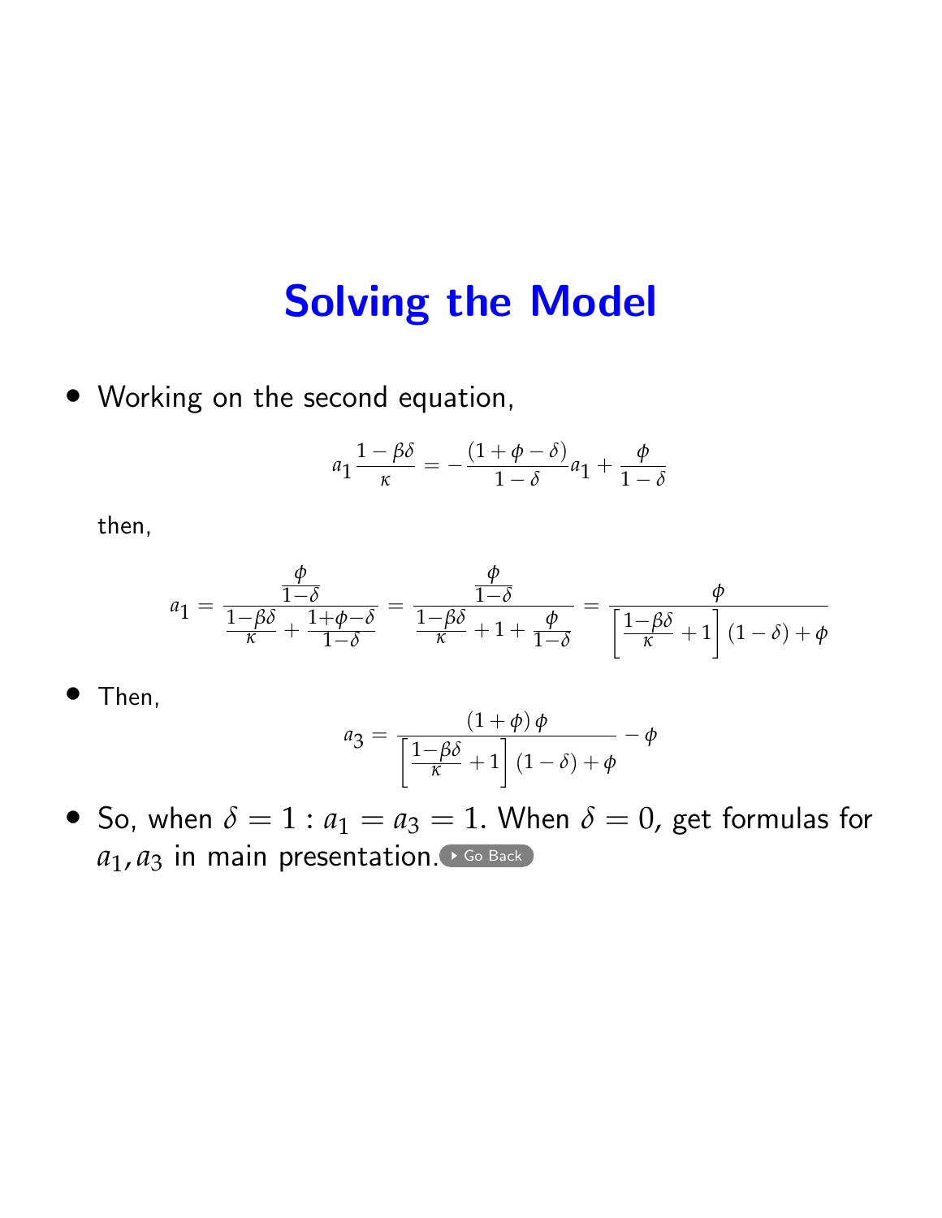# Solving the Model

- Working on the second equation,

$$a_1 \frac{1-\beta\delta}{\kappa} = -\frac{(1+\phi-\delta)}{1-\delta} a_1 + \frac{\phi}{1-\delta}$$

then,

$$a_1 = \frac{\frac{\phi}{1-\delta}}{\frac{1-\beta\delta}{\kappa} + \frac{1+\phi-\delta}{1-\delta}} = \frac{\frac{\phi}{1-\delta}}{\frac{1-\beta\delta}{\kappa} + 1 + \frac{\phi}{1-\delta}} = \frac{\phi}{\left[\frac{1-\beta\delta}{\kappa} + 1\right](1-\delta) + \phi}$$

- Then,

$$a_3 = \frac{(1+\phi)\,\phi}{\left[\frac{1-\beta\delta}{\kappa} + 1\right](1-\delta) + \phi} - \phi$$

- So, when $\delta = 1 : a_1 = a_3 = 1$. When $\delta = 0$, get formulas for $a_1, a_3$ in main presentation. Go Back